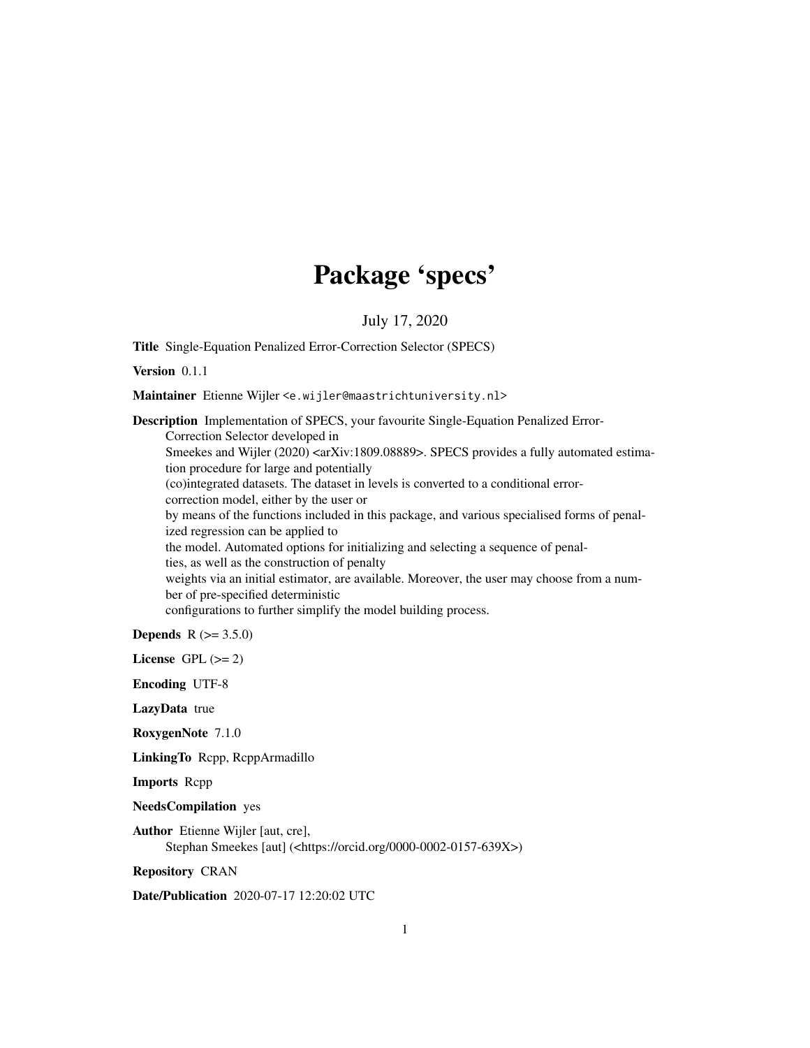# Package 'specs'

July 17, 2020

**Title** Single-Equation Penalized Error-Correction Selector (SPECS)

**Version** 0.1.1

**Maintainer** Etienne Wijler <e.wijler@maastrichtuniversity.nl>

**Description** Implementation of SPECS, your favourite Single-Equation Penalized Error-Correction Selector developed in Smeekes and Wijler (2020) <arXiv:1809.08889>. SPECS provides a fully automated estimation procedure for large and potentially (co)integrated datasets. The dataset in levels is converted to a conditional error-correction model, either by the user or by means of the functions included in this package, and various specialised forms of penalized regression can be applied to the model. Automated options for initializing and selecting a sequence of penalties, as well as the construction of penalty weights via an initial estimator, are available. Moreover, the user may choose from a number of pre-specified deterministic configurations to further simplify the model building process.

**Depends** R (>= 3.5.0)

**License** GPL (>= 2)

**Encoding** UTF-8

**LazyData** true

**RoxygenNote** 7.1.0

**LinkingTo** Rcpp, RcppArmadillo

**Imports** Rcpp

**NeedsCompilation** yes

**Author** Etienne Wijler [aut, cre],
Stephan Smeekes [aut] (<https://orcid.org/0000-0002-0157-639X>)

**Repository** CRAN

**Date/Publication** 2020-07-17 12:20:02 UTC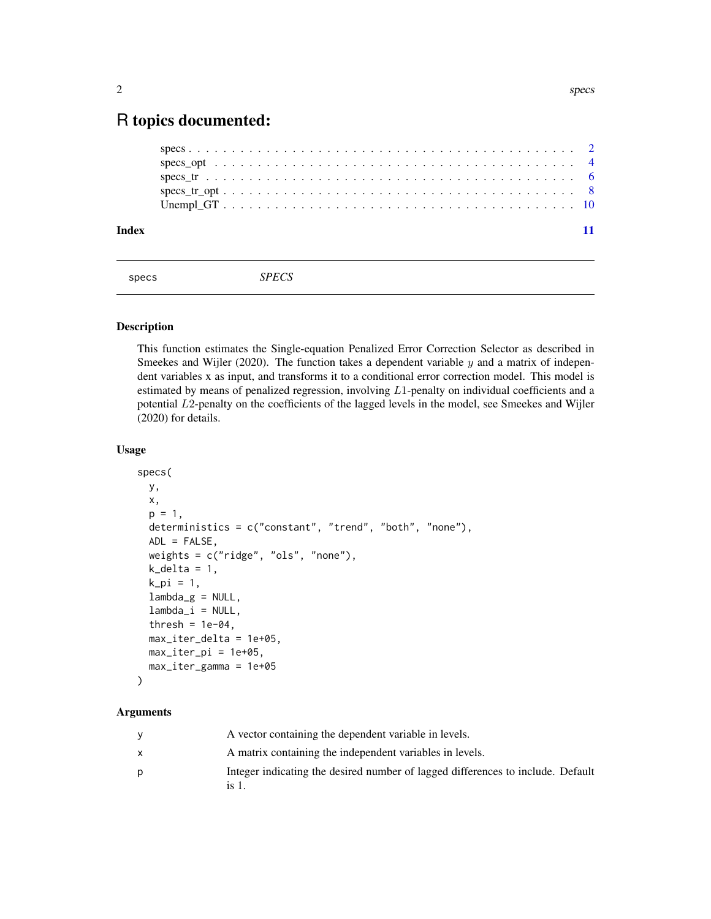# R topics documented:

specs . . . . . . . . . . . . . . . . . . . . . . . . . . . . . . . . . . . . . . . . . . . 2
specs_opt . . . . . . . . . . . . . . . . . . . . . . . . . . . . . . . . . . . . . . . . . 4
specs_tr . . . . . . . . . . . . . . . . . . . . . . . . . . . . . . . . . . . . . . . . . . 6
specs_tr_opt . . . . . . . . . . . . . . . . . . . . . . . . . . . . . . . . . . . . . . . 8
Unempl_GT . . . . . . . . . . . . . . . . . . . . . . . . . . . . . . . . . . . . . . . . 10

**Index** **11**

---

specs *SPECS*

---

### Description

This function estimates the Single-equation Penalized Error Correction Selector as described in Smeekes and Wijler (2020). The function takes a dependent variable $y$ and a matrix of independent variables x as input, and transforms it to a conditional error correction model. This model is estimated by means of penalized regression, involving $L1$-penalty on individual coefficients and a potential $L2$-penalty on the coefficients of the lagged levels in the model, see Smeekes and Wijler (2020) for details.

### Usage

```
specs(
  y,
  x,
  p = 1,
  deterministics = c("constant", "trend", "both", "none"),
  ADL = FALSE,
  weights = c("ridge", "ols", "none"),
  k_delta = 1,
  k_pi = 1,
  lambda_g = NULL,
  lambda_i = NULL,
  thresh = 1e-04,
  max_iter_delta = 1e+05,
  max_iter_pi = 1e+05,
  max_iter_gamma = 1e+05
)
```

### Arguments

| | |
|---|---|
| y | A vector containing the dependent variable in levels. |
| x | A matrix containing the independent variables in levels. |
| p | Integer indicating the desired number of lagged differences to include. Default is 1. |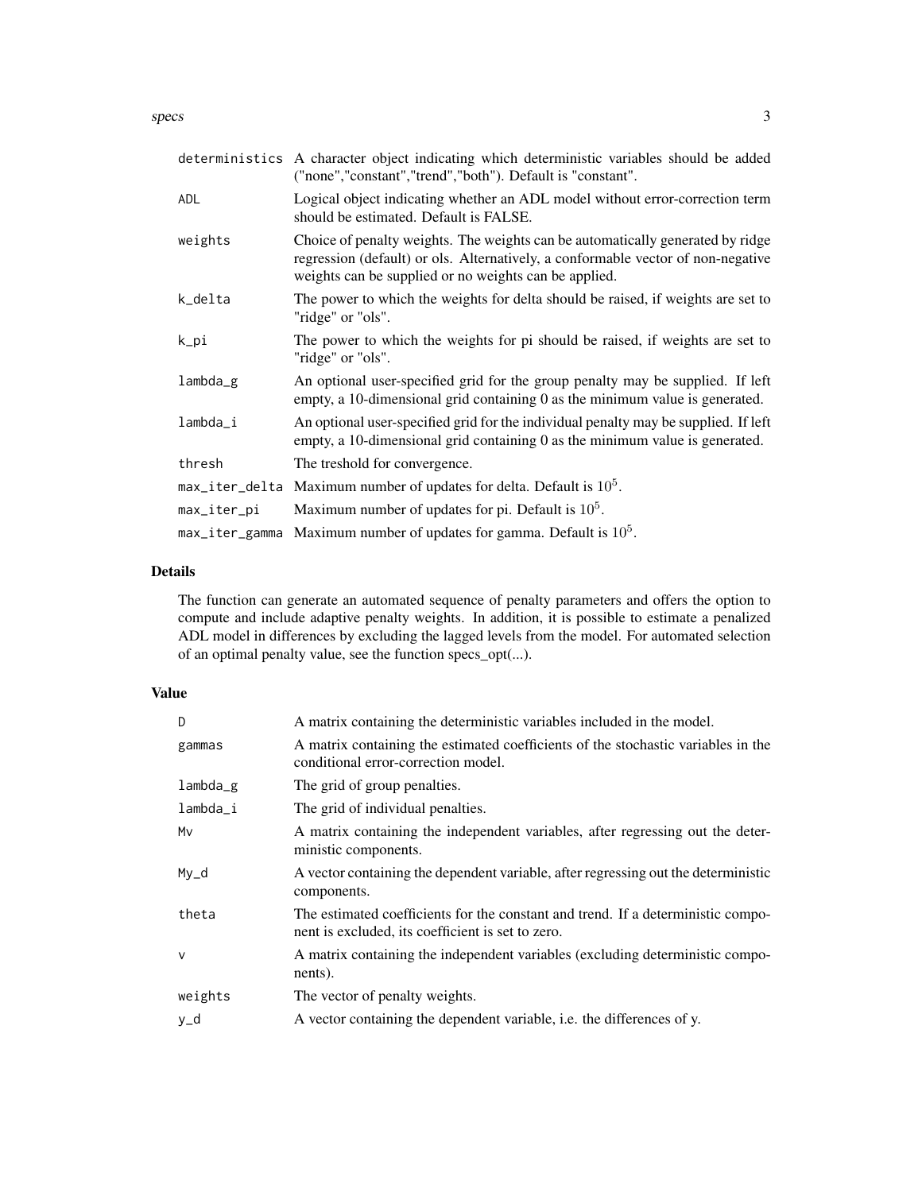| | |
|---|---|
| deterministics | A character object indicating which deterministic variables should be added ("none","constant","trend","both"). Default is "constant". |
| ADL | Logical object indicating whether an ADL model without error-correction term should be estimated. Default is FALSE. |
| weights | Choice of penalty weights. The weights can be automatically generated by ridge regression (default) or ols. Alternatively, a conformable vector of non-negative weights can be supplied or no weights can be applied. |
| k_delta | The power to which the weights for delta should be raised, if weights are set to "ridge" or "ols". |
| k_pi | The power to which the weights for pi should be raised, if weights are set to "ridge" or "ols". |
| lambda_g | An optional user-specified grid for the group penalty may be supplied. If left empty, a 10-dimensional grid containing 0 as the minimum value is generated. |
| lambda_i | An optional user-specified grid for the individual penalty may be supplied. If left empty, a 10-dimensional grid containing 0 as the minimum value is generated. |
| thresh | The treshold for convergence. |
| max_iter_delta | Maximum number of updates for delta. Default is $10^5$. |
| max_iter_pi | Maximum number of updates for pi. Default is $10^5$. |
| max_iter_gamma | Maximum number of updates for gamma. Default is $10^5$. |

## Details

The function can generate an automated sequence of penalty parameters and offers the option to compute and include adaptive penalty weights. In addition, it is possible to estimate a penalized ADL model in differences by excluding the lagged levels from the model. For automated selection of an optimal penalty value, see the function specs_opt(...).

## Value

| | |
|---|---|
| D | A matrix containing the deterministic variables included in the model. |
| gammas | A matrix containing the estimated coefficients of the stochastic variables in the conditional error-correction model. |
| lambda_g | The grid of group penalties. |
| lambda_i | The grid of individual penalties. |
| Mv | A matrix containing the independent variables, after regressing out the deterministic components. |
| My_d | A vector containing the dependent variable, after regressing out the deterministic components. |
| theta | The estimated coefficients for the constant and trend. If a deterministic component is excluded, its coefficient is set to zero. |
| v | A matrix containing the independent variables (excluding deterministic components). |
| weights | The vector of penalty weights. |
| y_d | A vector containing the dependent variable, i.e. the differences of y. |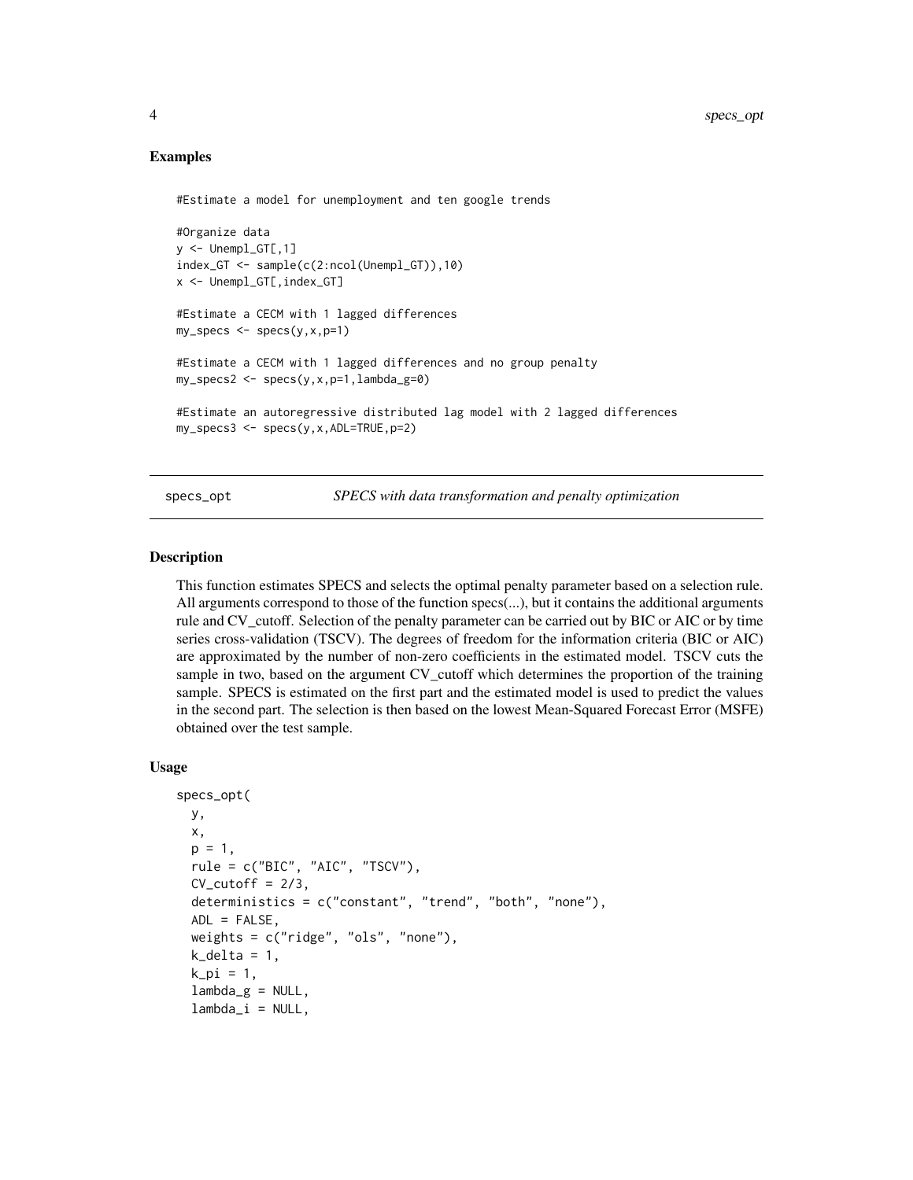## Examples

```
#Estimate a model for unemployment and ten google trends

#Organize data
y <- Unempl_GT[,1]
index_GT <- sample(c(2:ncol(Unempl_GT)),10)
x <- Unempl_GT[,index_GT]

#Estimate a CECM with 1 lagged differences
my_specs <- specs(y,x,p=1)

#Estimate a CECM with 1 lagged differences and no group penalty
my_specs2 <- specs(y,x,p=1,lambda_g=0)

#Estimate an autoregressive distributed lag model with 2 lagged differences
my_specs3 <- specs(y,x,ADL=TRUE,p=2)
```

---

# specs_opt — *SPECS with data transformation and penalty optimization*

---

## Description

This function estimates SPECS and selects the optimal penalty parameter based on a selection rule. All arguments correspond to those of the function specs(...), but it contains the additional arguments rule and CV_cutoff. Selection of the penalty parameter can be carried out by BIC or AIC or by time series cross-validation (TSCV). The degrees of freedom for the information criteria (BIC or AIC) are approximated by the number of non-zero coefficients in the estimated model. TSCV cuts the sample in two, based on the argument CV_cutoff which determines the proportion of the training sample. SPECS is estimated on the first part and the estimated model is used to predict the values in the second part. The selection is then based on the lowest Mean-Squared Forecast Error (MSFE) obtained over the test sample.

## Usage

```
specs_opt(
  y,
  x,
  p = 1,
  rule = c("BIC", "AIC", "TSCV"),
  CV_cutoff = 2/3,
  deterministics = c("constant", "trend", "both", "none"),
  ADL = FALSE,
  weights = c("ridge", "ols", "none"),
  k_delta = 1,
  k_pi = 1,
  lambda_g = NULL,
  lambda_i = NULL,
```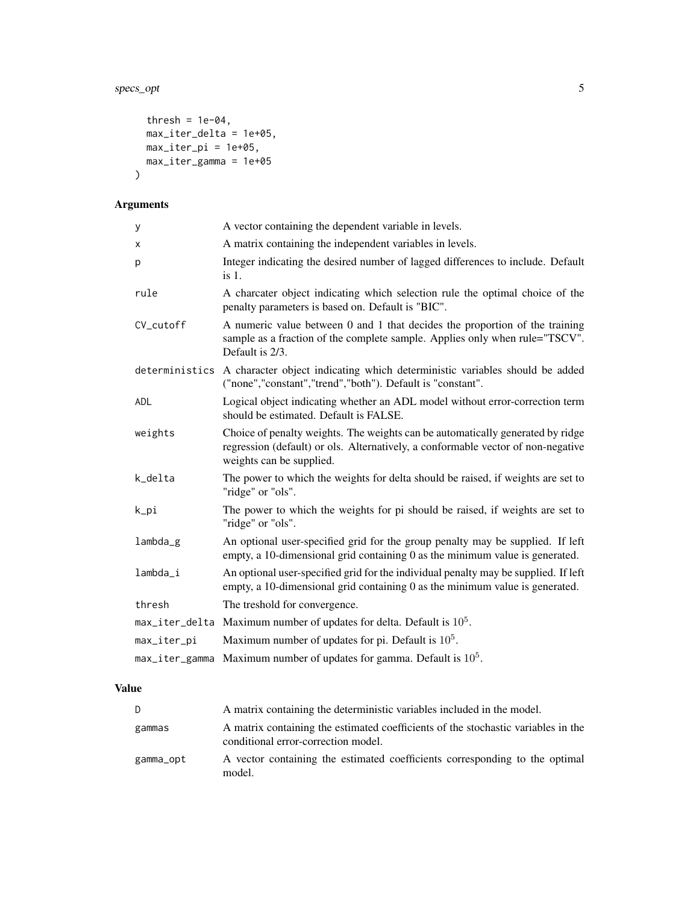```
  thresh = 1e-04,
  max_iter_delta = 1e+05,
  max_iter_pi = 1e+05,
  max_iter_gamma = 1e+05
)
```

## Arguments

| | |
|---|---|
| y | A vector containing the dependent variable in levels. |
| x | A matrix containing the independent variables in levels. |
| p | Integer indicating the desired number of lagged differences to include. Default is 1. |
| rule | A charcater object indicating which selection rule the optimal choice of the penalty parameters is based on. Default is "BIC". |
| CV_cutoff | A numeric value between 0 and 1 that decides the proportion of the training sample as a fraction of the complete sample. Applies only when rule="TSCV". Default is 2/3. |
| deterministics | A character object indicating which deterministic variables should be added ("none","constant","trend","both"). Default is "constant". |
| ADL | Logical object indicating whether an ADL model without error-correction term should be estimated. Default is FALSE. |
| weights | Choice of penalty weights. The weights can be automatically generated by ridge regression (default) or ols. Alternatively, a conformable vector of non-negative weights can be supplied. |
| k_delta | The power to which the weights for delta should be raised, if weights are set to "ridge" or "ols". |
| k_pi | The power to which the weights for pi should be raised, if weights are set to "ridge" or "ols". |
| lambda_g | An optional user-specified grid for the group penalty may be supplied. If left empty, a 10-dimensional grid containing 0 as the minimum value is generated. |
| lambda_i | An optional user-specified grid for the individual penalty may be supplied. If left empty, a 10-dimensional grid containing 0 as the minimum value is generated. |
| thresh | The treshold for convergence. |
| max_iter_delta | Maximum number of updates for delta. Default is $10^5$. |
| max_iter_pi | Maximum number of updates for pi. Default is $10^5$. |
| max_iter_gamma | Maximum number of updates for gamma. Default is $10^5$. |

## Value

| | |
|---|---|
| D | A matrix containing the deterministic variables included in the model. |
| gammas | A matrix containing the estimated coefficients of the stochastic variables in the conditional error-correction model. |
| gamma_opt | A vector containing the estimated coefficients corresponding to the optimal model. |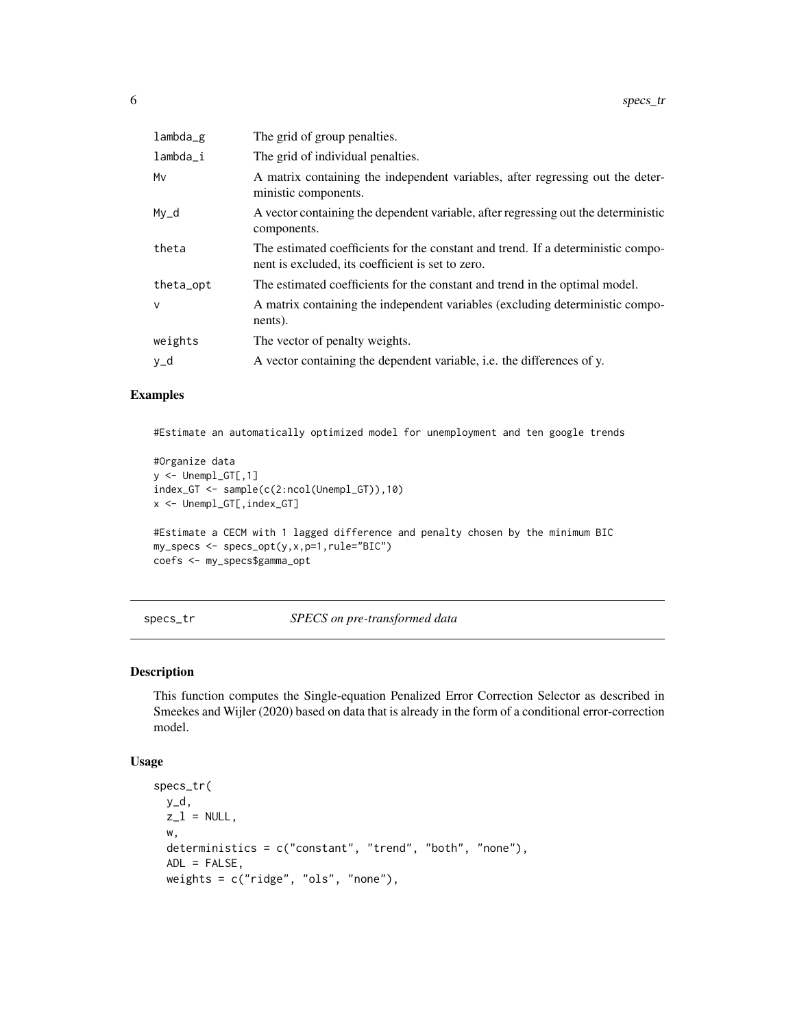| | |
|---|---|
| lambda_g | The grid of group penalties. |
| lambda_i | The grid of individual penalties. |
| Mv | A matrix containing the independent variables, after regressing out the deterministic components. |
| My_d | A vector containing the dependent variable, after regressing out the deterministic components. |
| theta | The estimated coefficients for the constant and trend. If a deterministic component is excluded, its coefficient is set to zero. |
| theta_opt | The estimated coefficients for the constant and trend in the optimal model. |
| v | A matrix containing the independent variables (excluding deterministic components). |
| weights | The vector of penalty weights. |
| y_d | A vector containing the dependent variable, i.e. the differences of y. |

## Examples

```
#Estimate an automatically optimized model for unemployment and ten google trends

#Organize data
y <- Unempl_GT[,1]
index_GT <- sample(c(2:ncol(Unempl_GT)),10)
x <- Unempl_GT[,index_GT]

#Estimate a CECM with 1 lagged difference and penalty chosen by the minimum BIC
my_specs <- specs_opt(y,x,p=1,rule="BIC")
coefs <- my_specs$gamma_opt
```

---

# specs_tr — *SPECS on pre-transformed data*

---

## Description

This function computes the Single-equation Penalized Error Correction Selector as described in Smeekes and Wijler (2020) based on data that is already in the form of a conditional error-correction model.

## Usage

```
specs_tr(
  y_d,
  z_l = NULL,
  w,
  deterministics = c("constant", "trend", "both", "none"),
  ADL = FALSE,
  weights = c("ridge", "ols", "none"),
```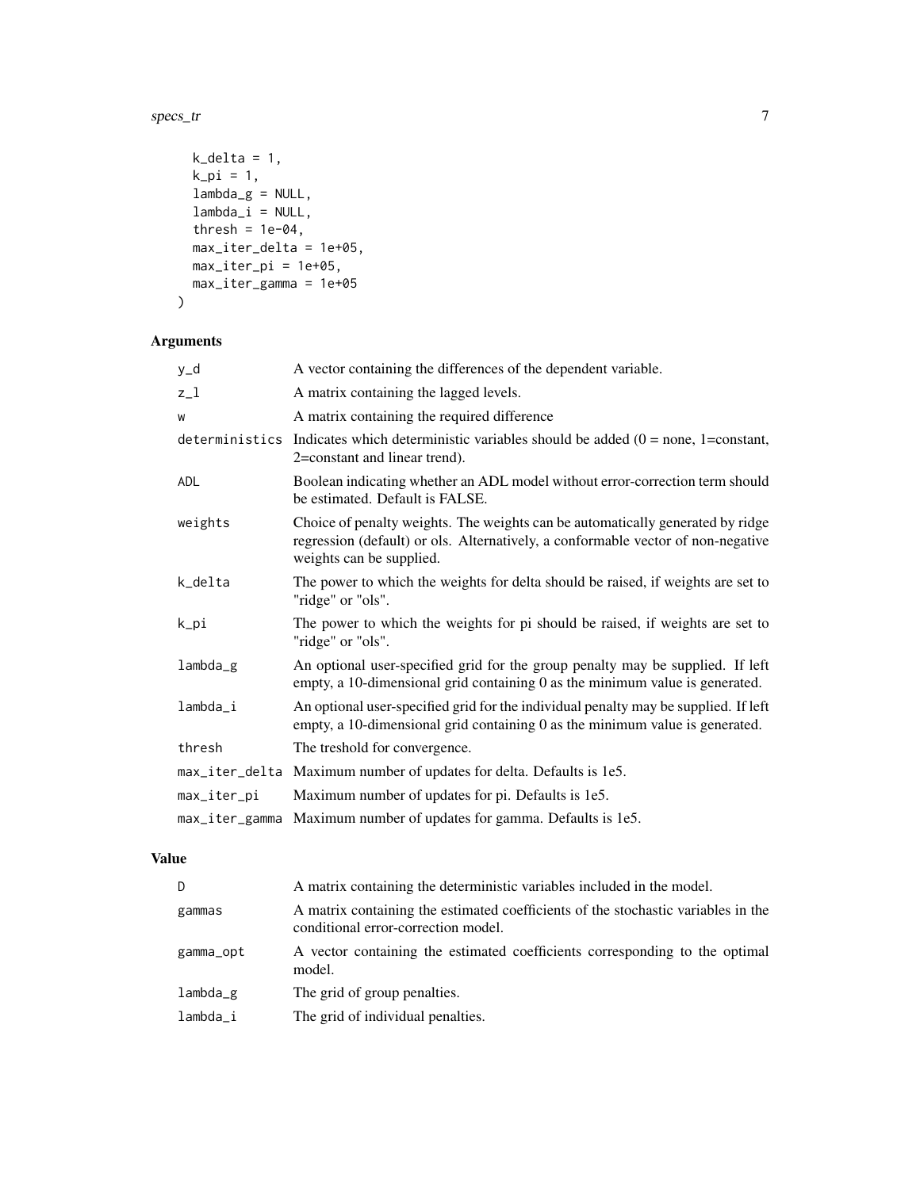```
  k_delta = 1,
  k_pi = 1,
  lambda_g = NULL,
  lambda_i = NULL,
  thresh = 1e-04,
  max_iter_delta = 1e+05,
  max_iter_pi = 1e+05,
  max_iter_gamma = 1e+05
)
```

## Arguments

| | |
|---|---|
| y_d | A vector containing the differences of the dependent variable. |
| z_l | A matrix containing the lagged levels. |
| w | A matrix containing the required difference |
| deterministics | Indicates which deterministic variables should be added (0 = none, 1=constant, 2=constant and linear trend). |
| ADL | Boolean indicating whether an ADL model without error-correction term should be estimated. Default is FALSE. |
| weights | Choice of penalty weights. The weights can be automatically generated by ridge regression (default) or ols. Alternatively, a conformable vector of non-negative weights can be supplied. |
| k_delta | The power to which the weights for delta should be raised, if weights are set to "ridge" or "ols". |
| k_pi | The power to which the weights for pi should be raised, if weights are set to "ridge" or "ols". |
| lambda_g | An optional user-specified grid for the group penalty may be supplied. If left empty, a 10-dimensional grid containing 0 as the minimum value is generated. |
| lambda_i | An optional user-specified grid for the individual penalty may be supplied. If left empty, a 10-dimensional grid containing 0 as the minimum value is generated. |
| thresh | The treshold for convergence. |
| max_iter_delta | Maximum number of updates for delta. Defaults is 1e5. |
| max_iter_pi | Maximum number of updates for pi. Defaults is 1e5. |
| max_iter_gamma | Maximum number of updates for gamma. Defaults is 1e5. |

## Value

| | |
|---|---|
| D | A matrix containing the deterministic variables included in the model. |
| gammas | A matrix containing the estimated coefficients of the stochastic variables in the conditional error-correction model. |
| gamma_opt | A vector containing the estimated coefficients corresponding to the optimal model. |
| lambda_g | The grid of group penalties. |
| lambda_i | The grid of individual penalties. |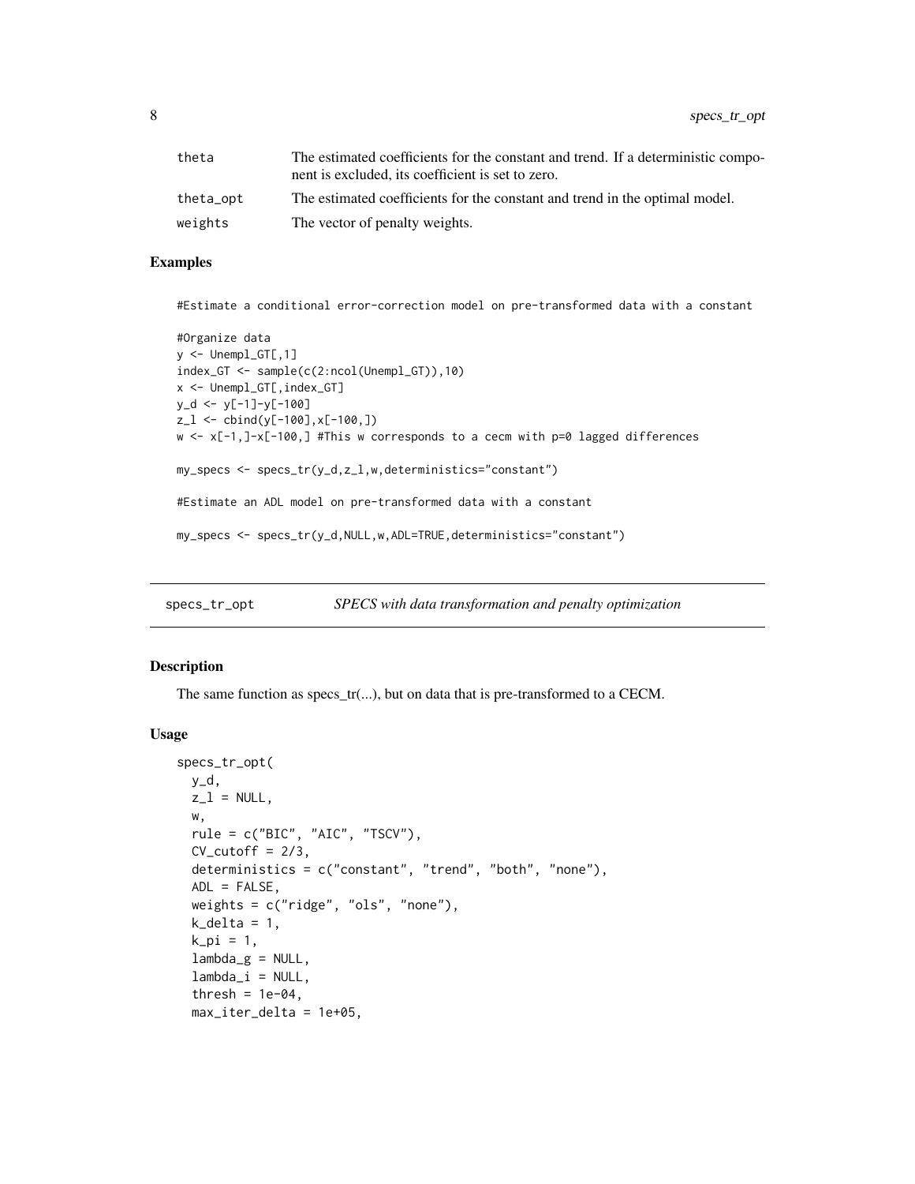| | |
|---|---|
| theta | The estimated coefficients for the constant and trend. If a deterministic component is excluded, its coefficient is set to zero. |
| theta_opt | The estimated coefficients for the constant and trend in the optimal model. |
| weights | The vector of penalty weights. |

### Examples

```
#Estimate a conditional error-correction model on pre-transformed data with a constant

#Organize data
y <- Unempl_GT[,1]
index_GT <- sample(c(2:ncol(Unempl_GT)),10)
x <- Unempl_GT[,index_GT]
y_d <- y[-1]-y[-100]
z_l <- cbind(y[-100],x[-100,])
w <- x[-1,]-x[-100,] #This w corresponds to a cecm with p=0 lagged differences

my_specs <- specs_tr(y_d,z_l,w,deterministics="constant")

#Estimate an ADL model on pre-transformed data with a constant

my_specs <- specs_tr(y_d,NULL,w,ADL=TRUE,deterministics="constant")
```

## specs_tr_opt — *SPECS with data transformation and penalty optimization*

### Description

The same function as specs_tr(...), but on data that is pre-transformed to a CECM.

### Usage

```
specs_tr_opt(
  y_d,
  z_l = NULL,
  w,
  rule = c("BIC", "AIC", "TSCV"),
  CV_cutoff = 2/3,
  deterministics = c("constant", "trend", "both", "none"),
  ADL = FALSE,
  weights = c("ridge", "ols", "none"),
  k_delta = 1,
  k_pi = 1,
  lambda_g = NULL,
  lambda_i = NULL,
  thresh = 1e-04,
  max_iter_delta = 1e+05,
```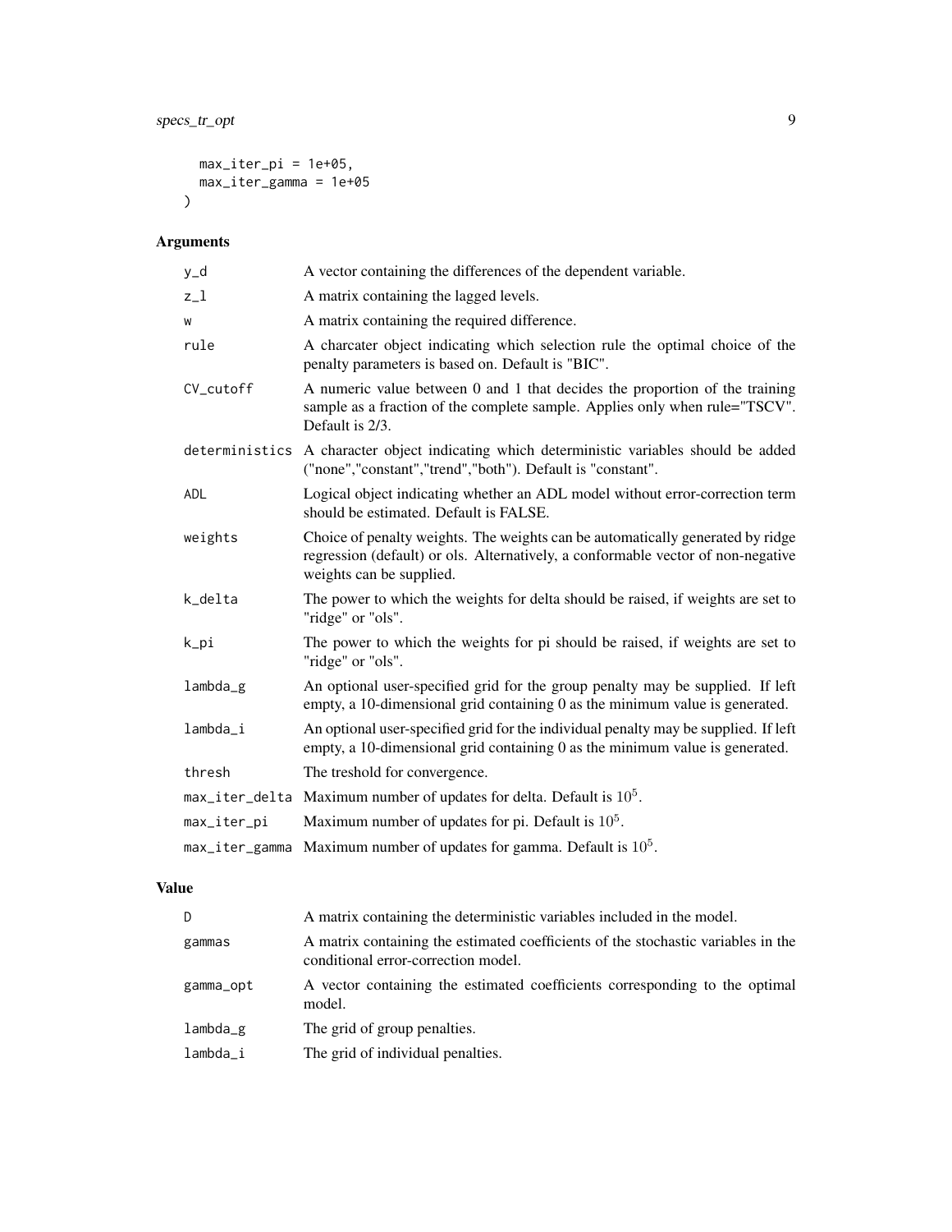```
  max_iter_pi = 1e+05,
  max_iter_gamma = 1e+05
)
```

## Arguments

| | |
|---|---|
| y_d | A vector containing the differences of the dependent variable. |
| z_l | A matrix containing the lagged levels. |
| w | A matrix containing the required difference. |
| rule | A charcater object indicating which selection rule the optimal choice of the penalty parameters is based on. Default is "BIC". |
| CV_cutoff | A numeric value between 0 and 1 that decides the proportion of the training sample as a fraction of the complete sample. Applies only when rule="TSCV". Default is 2/3. |
| deterministics | A character object indicating which deterministic variables should be added ("none","constant","trend","both"). Default is "constant". |
| ADL | Logical object indicating whether an ADL model without error-correction term should be estimated. Default is FALSE. |
| weights | Choice of penalty weights. The weights can be automatically generated by ridge regression (default) or ols. Alternatively, a conformable vector of non-negative weights can be supplied. |
| k_delta | The power to which the weights for delta should be raised, if weights are set to "ridge" or "ols". |
| k_pi | The power to which the weights for pi should be raised, if weights are set to "ridge" or "ols". |
| lambda_g | An optional user-specified grid for the group penalty may be supplied. If left empty, a 10-dimensional grid containing 0 as the minimum value is generated. |
| lambda_i | An optional user-specified grid for the individual penalty may be supplied. If left empty, a 10-dimensional grid containing 0 as the minimum value is generated. |
| thresh | The treshold for convergence. |
| max_iter_delta | Maximum number of updates for delta. Default is $10^5$. |
| max_iter_pi | Maximum number of updates for pi. Default is $10^5$. |
| max_iter_gamma | Maximum number of updates for gamma. Default is $10^5$. |

## Value

| | |
|---|---|
| D | A matrix containing the deterministic variables included in the model. |
| gammas | A matrix containing the estimated coefficients of the stochastic variables in the conditional error-correction model. |
| gamma_opt | A vector containing the estimated coefficients corresponding to the optimal model. |
| lambda_g | The grid of group penalties. |
| lambda_i | The grid of individual penalties. |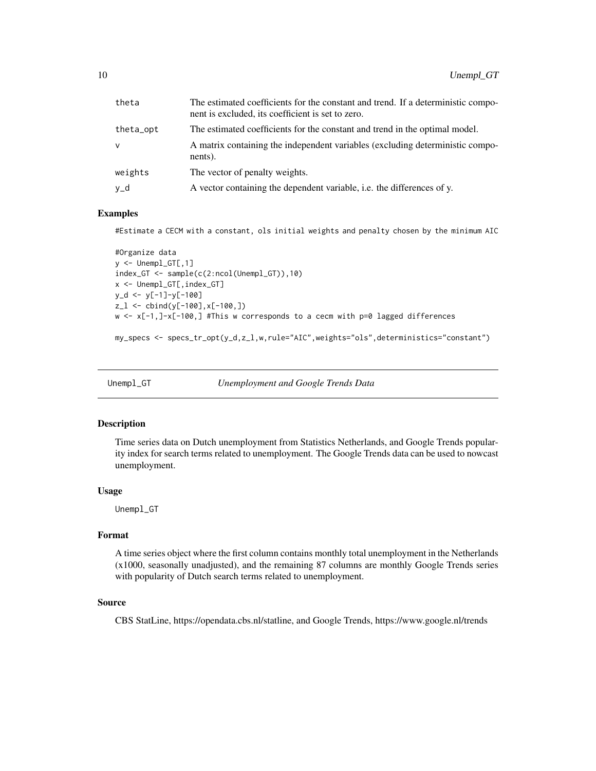| | |
|---|---|
| theta | The estimated coefficients for the constant and trend. If a deterministic component is excluded, its coefficient is set to zero. |
| theta_opt | The estimated coefficients for the constant and trend in the optimal model. |
| v | A matrix containing the independent variables (excluding deterministic components). |
| weights | The vector of penalty weights. |
| y_d | A vector containing the dependent variable, i.e. the differences of y. |

## Examples

```
#Estimate a CECM with a constant, ols initial weights and penalty chosen by the minimum AIC

#Organize data
y <- Unempl_GT[,1]
index_GT <- sample(c(2:ncol(Unempl_GT)),10)
x <- Unempl_GT[,index_GT]
y_d <- y[-1]-y[-100]
z_l <- cbind(y[-100],x[-100,])
w <- x[-1,]-x[-100,] #This w corresponds to a cecm with p=0 lagged differences

my_specs <- specs_tr_opt(y_d,z_l,w,rule="AIC",weights="ols",deterministics="constant")
```

---

# Unempl_GT — *Unemployment and Google Trends Data*

## Description

Time series data on Dutch unemployment from Statistics Netherlands, and Google Trends popularity index for search terms related to unemployment. The Google Trends data can be used to nowcast unemployment.

## Usage

```
Unempl_GT
```

## Format

A time series object where the first column contains monthly total unemployment in the Netherlands (x1000, seasonally unadjusted), and the remaining 87 columns are monthly Google Trends series with popularity of Dutch search terms related to unemployment.

## Source

CBS StatLine, https://opendata.cbs.nl/statline, and Google Trends, https://www.google.nl/trends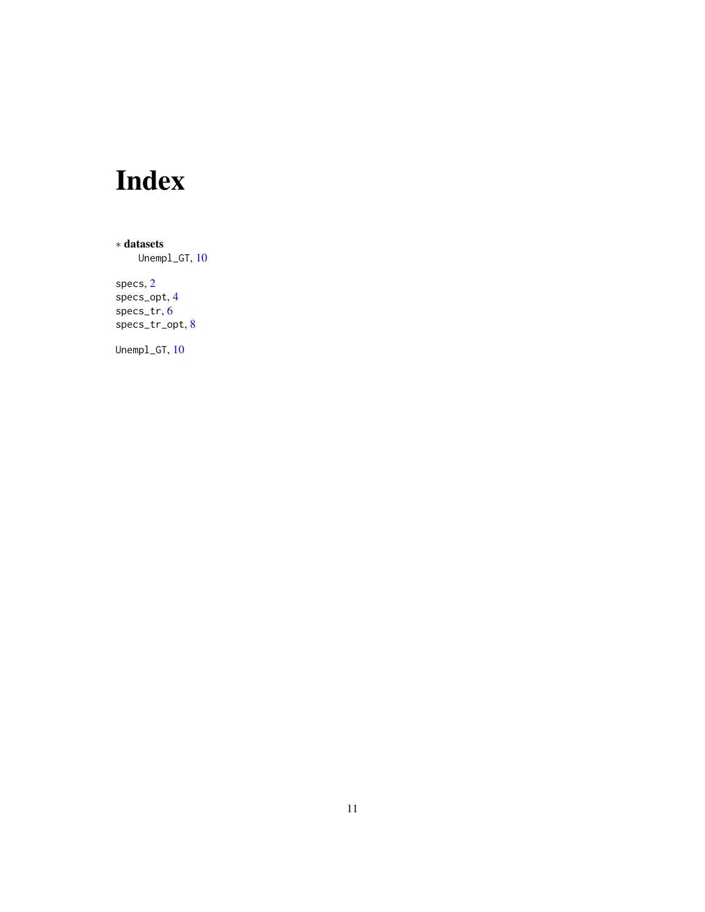# Index

∗ **datasets**
    Unempl_GT, 10

specs, 2
specs_opt, 4
specs_tr, 6
specs_tr_opt, 8

Unempl_GT, 10